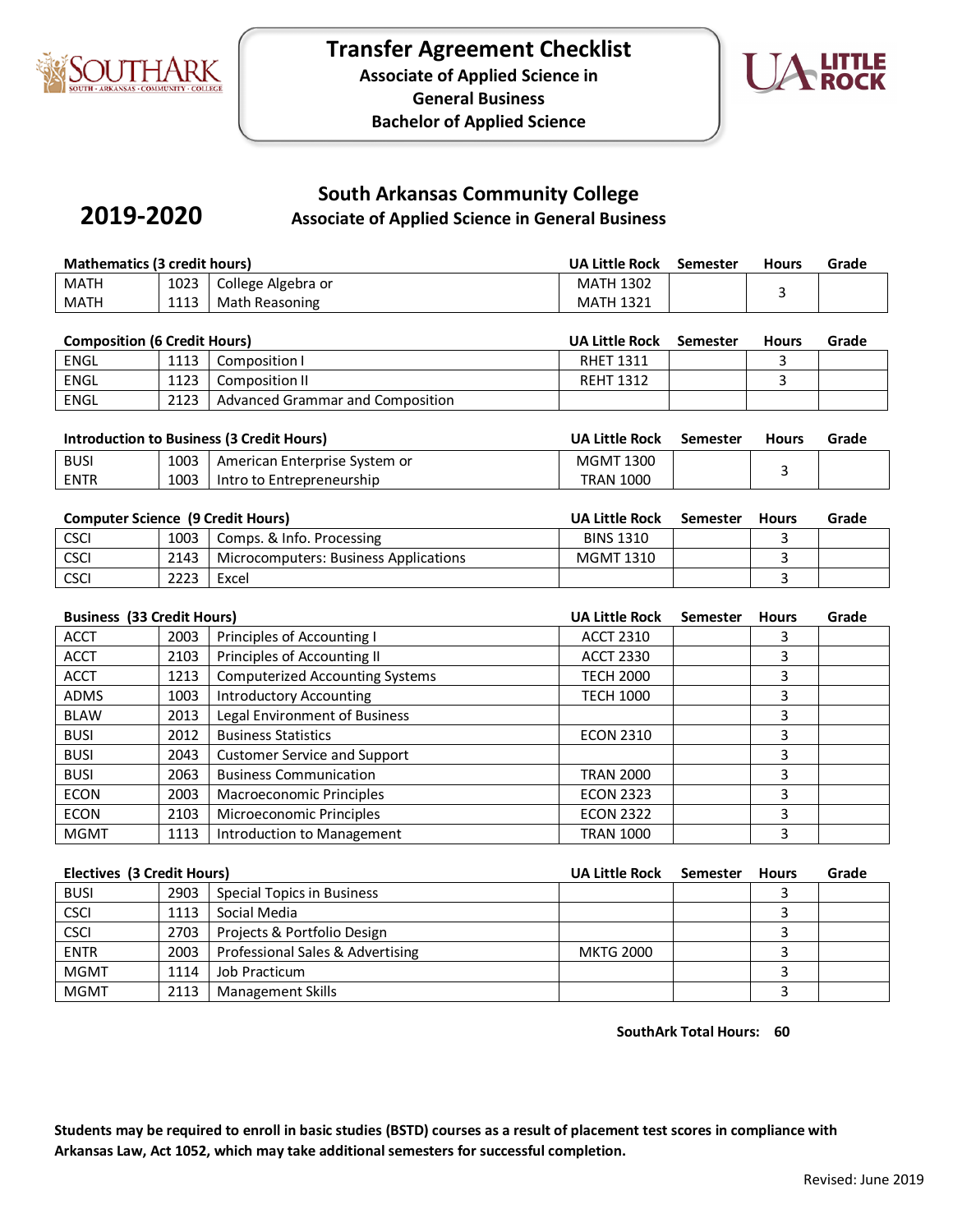# Transfer Agreement Checklist

**Associate of Applied Science in General Business**

**Bachelor of Applied Science**

## 2019-2020

## South Arkansas Community College

### Associate of Applied Science in General Business

| Mathematics (3 credit hours) | | | UA Little Rock | Semester | Hours | Grade |
|---|---|---|---|---|---|---|
| MATH | 1023 | College Algebra or | MATH 1302 | | 3 | |
| MATH | 1113 | Math Reasoning | MATH 1321 | | | |

| Composition (6 Credit Hours) | | | UA Little Rock | Semester | Hours | Grade |
|---|---|---|---|---|---|---|
| ENGL | 1113 | Composition I | RHET 1311 | | 3 | |
| ENGL | 1123 | Composition II | REHT 1312 | | 3 | |
| ENGL | 2123 | Advanced Grammar and Composition | | | | |

| Introduction to Business (3 Credit Hours) | | | UA Little Rock | Semester | Hours | Grade |
|---|---|---|---|---|---|---|
| BUSI | 1003 | American Enterprise System or | MGMT 1300 | | 3 | |
| ENTR | 1003 | Intro to Entrepreneurship | TRAN 1000 | | | |

| Computer Science (9 Credit Hours) | | | UA Little Rock | Semester | Hours | Grade |
|---|---|---|---|---|---|---|
| CSCI | 1003 | Comps. & Info. Processing | BINS 1310 | | 3 | |
| CSCI | 2143 | Microcomputers: Business Applications | MGMT 1310 | | 3 | |
| CSCI | 2223 | Excel | | | 3 | |

| Business (33 Credit Hours) | | | UA Little Rock | Semester | Hours | Grade |
|---|---|---|---|---|---|---|
| ACCT | 2003 | Principles of Accounting I | ACCT 2310 | | 3 | |
| ACCT | 2103 | Principles of Accounting II | ACCT 2330 | | 3 | |
| ACCT | 1213 | Computerized Accounting Systems | TECH 2000 | | 3 | |
| ADMS | 1003 | Introductory Accounting | TECH 1000 | | 3 | |
| BLAW | 2013 | Legal Environment of Business | | | 3 | |
| BUSI | 2012 | Business Statistics | ECON 2310 | | 3 | |
| BUSI | 2043 | Customer Service and Support | | | 3 | |
| BUSI | 2063 | Business Communication | TRAN 2000 | | 3 | |
| ECON | 2003 | Macroeconomic Principles | ECON 2323 | | 3 | |
| ECON | 2103 | Microeconomic Principles | ECON 2322 | | 3 | |
| MGMT | 1113 | Introduction to Management | TRAN 1000 | | 3 | |

| Electives (3 Credit Hours) | | | UA Little Rock | Semester | Hours | Grade |
|---|---|---|---|---|---|---|
| BUSI | 2903 | Special Topics in Business | | | 3 | |
| CSCI | 1113 | Social Media | | | 3 | |
| CSCI | 2703 | Projects & Portfolio Design | | | 3 | |
| ENTR | 2003 | Professional Sales & Advertising | MKTG 2000 | | 3 | |
| MGMT | 1114 | Job Practicum | | | 3 | |
| MGMT | 2113 | Management Skills | | | 3 | |

**SouthArk Total Hours: 60**

**Students may be required to enroll in basic studies (BSTD) courses as a result of placement test scores in compliance with Arkansas Law, Act 1052, which may take additional semesters for successful completion.**

Revised: June 2019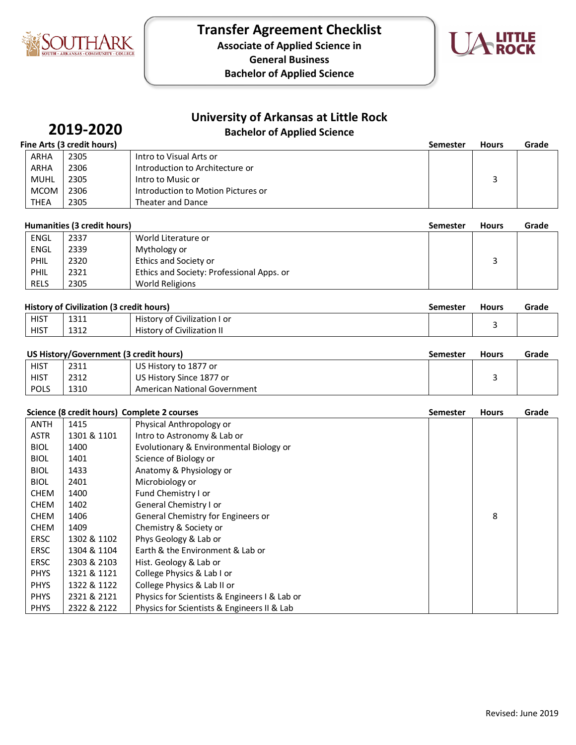# Transfer Agreement Checklist

**Associate of Applied Science in General Business**

**Bachelor of Applied Science**

## 2019-2020

## University of Arkansas at Little Rock

### Bachelor of Applied Science

**Fine Arts (3 credit hours)**

| | | | Semester | Hours | Grade |
|---|---|---|---|---|---|
| ARHA | 2305 | Intro to Visual Arts or | | 3 | |
| ARHA | 2306 | Introduction to Architecture or | | | |
| MUHL | 2305 | Intro to Music or | | | |
| MCOM | 2306 | Introduction to Motion Pictures or | | | |
| THEA | 2305 | Theater and Dance | | | |

**Humanities (3 credit hours)**

| | | | Semester | Hours | Grade |
|---|---|---|---|---|---|
| ENGL | 2337 | World Literature or | | 3 | |
| ENGL | 2339 | Mythology or | | | |
| PHIL | 2320 | Ethics and Society or | | | |
| PHIL | 2321 | Ethics and Society: Professional Apps. or | | | |
| RELS | 2305 | World Religions | | | |

**History of Civilization (3 credit hours)**

| | | | Semester | Hours | Grade |
|---|---|---|---|---|---|
| HIST | 1311 | History of Civilization I or | | 3 | |
| HIST | 1312 | History of Civilization II | | | |

**US History/Government (3 credit hours)**

| | | | Semester | Hours | Grade |
|---|---|---|---|---|---|
| HIST | 2311 | US History to 1877 or | | 3 | |
| HIST | 2312 | US History Since 1877 or | | | |
| POLS | 1310 | American National Government | | | |

**Science (8 credit hours) Complete 2 courses**

| | | | Semester | Hours | Grade |
|---|---|---|---|---|---|
| ANTH | 1415 | Physical Anthropology or | | 8 | |
| ASTR | 1301 & 1101 | Intro to Astronomy & Lab or | | | |
| BIOL | 1400 | Evolutionary & Environmental Biology or | | | |
| BIOL | 1401 | Science of Biology or | | | |
| BIOL | 1433 | Anatomy & Physiology or | | | |
| BIOL | 2401 | Microbiology or | | | |
| CHEM | 1400 | Fund Chemistry I or | | | |
| CHEM | 1402 | General Chemistry I or | | | |
| CHEM | 1406 | General Chemistry for Engineers or | | | |
| CHEM | 1409 | Chemistry & Society or | | | |
| ERSC | 1302 & 1102 | Phys Geology & Lab or | | | |
| ERSC | 1304 & 1104 | Earth & the Environment & Lab or | | | |
| ERSC | 2303 & 2103 | Hist. Geology & Lab or | | | |
| PHYS | 1321 & 1121 | College Physics & Lab I or | | | |
| PHYS | 1322 & 1122 | College Physics & Lab II or | | | |
| PHYS | 2321 & 2121 | Physics for Scientists & Engineers I & Lab or | | | |
| PHYS | 2322 & 2122 | Physics for Scientists & Engineers II & Lab | | | |

Revised: June 2019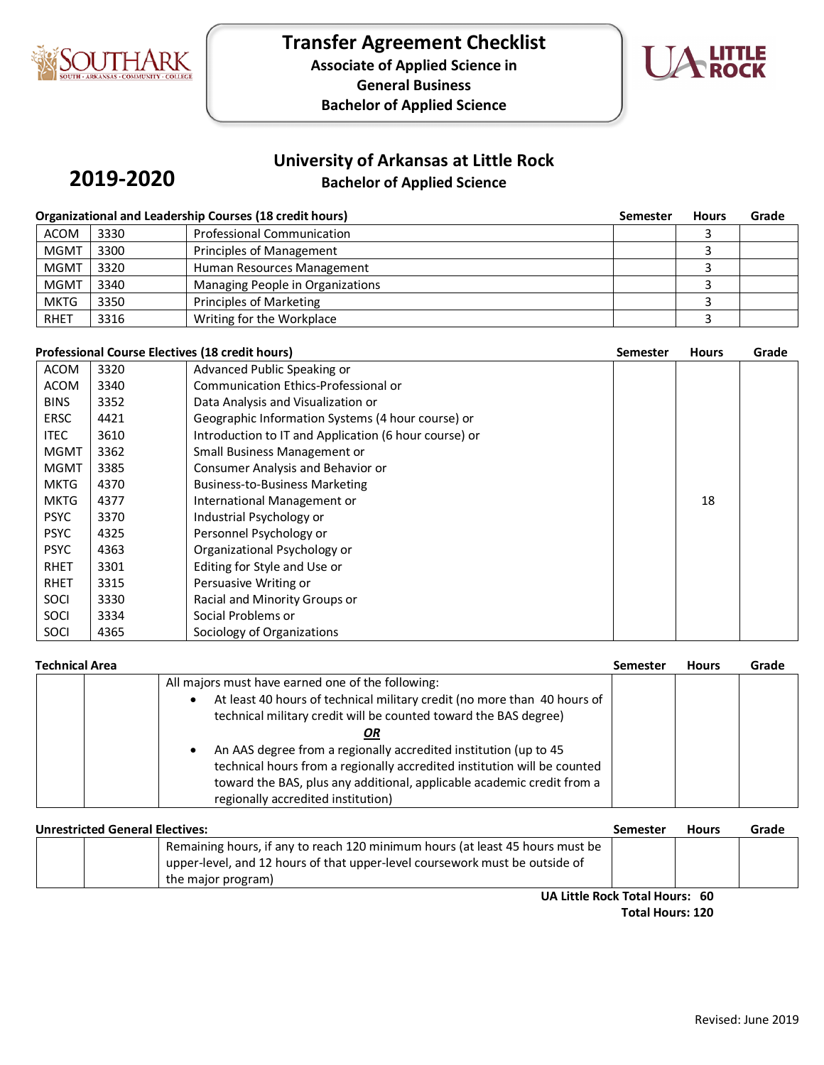# Transfer Agreement Checklist

**Associate of Applied Science in General Business**

**Bachelor of Applied Science**

## 2019-2020

## University of Arkansas at Little Rock

**Bachelor of Applied Science**

**Organizational and Leadership Courses (18 credit hours)**

| | | | Semester | Hours | Grade |
|---|---|---|---|---|---|
| ACOM | 3330 | Professional Communication | | 3 | |
| MGMT | 3300 | Principles of Management | | 3 | |
| MGMT | 3320 | Human Resources Management | | 3 | |
| MGMT | 3340 | Managing People in Organizations | | 3 | |
| MKTG | 3350 | Principles of Marketing | | 3 | |
| RHET | 3316 | Writing for the Workplace | | 3 | |

**Professional Course Electives (18 credit hours)**

| | | | Semester | Hours | Grade |
|---|---|---|---|---|---|
| ACOM | 3320 | Advanced Public Speaking or | | | |
| ACOM | 3340 | Communication Ethics-Professional or | | | |
| BINS | 3352 | Data Analysis and Visualization or | | | |
| ERSC | 4421 | Geographic Information Systems (4 hour course) or | | | |
| ITEC | 3610 | Introduction to IT and Application (6 hour course) or | | | |
| MGMT | 3362 | Small Business Management or | | | |
| MGMT | 3385 | Consumer Analysis and Behavior or | | | |
| MKTG | 4370 | Business-to-Business Marketing | | | |
| MKTG | 4377 | International Management or | | 18 | |
| PSYC | 3370 | Industrial Psychology or | | | |
| PSYC | 4325 | Personnel Psychology or | | | |
| PSYC | 4363 | Organizational Psychology or | | | |
| RHET | 3301 | Editing for Style and Use or | | | |
| RHET | 3315 | Persuasive Writing or | | | |
| SOCI | 3330 | Racial and Minority Groups or | | | |
| SOCI | 3334 | Social Problems or | | | |
| SOCI | 4365 | Sociology of Organizations | | | |

**Technical Area**

| | | | Semester | Hours | Grade |
|---|---|---|---|---|---|
| | | All majors must have earned one of the following:<br>• At least 40 hours of technical military credit (no more than 40 hours of technical military credit will be counted toward the BAS degree)<br>***OR***<br>• An AAS degree from a regionally accredited institution (up to 45 technical hours from a regionally accredited institution will be counted toward the BAS, plus any additional, applicable academic credit from a regionally accredited institution) | | | |

**Unrestricted General Electives:**

| | | | Semester | Hours | Grade |
|---|---|---|---|---|---|
| | | Remaining hours, if any to reach 120 minimum hours (at least 45 hours must be upper-level, and 12 hours of that upper-level coursework must be outside of the major program) | | | |

**UA Little Rock Total Hours: 60**

**Total Hours: 120**

Revised: June 2019